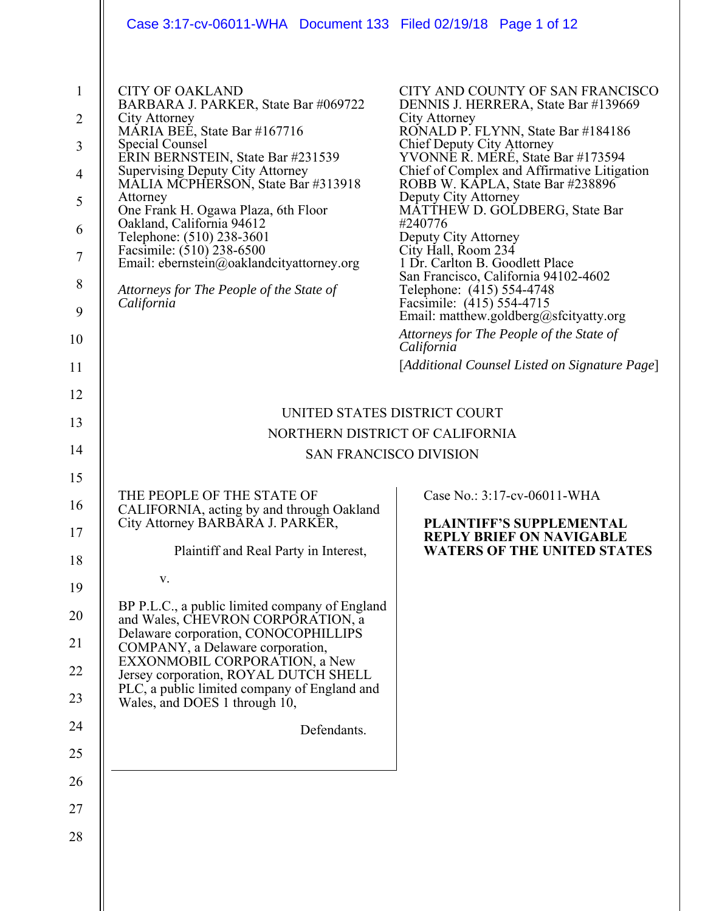CITY OF OAKLAND
BARBARA J. PARKER, State Bar #069722
City Attorney
MARIA BEE, State Bar #167716
Special Counsel
ERIN BERNSTEIN, State Bar #231539
Supervising Deputy City Attorney
MALIA MCPHERSON, State Bar #313918
Attorney
One Frank H. Ogawa Plaza, 6th Floor
Oakland, California 94612
Telephone: (510) 238-3601
Facsimile: (510) 238-6500
Email: ebernstein@oaklandcityattorney.org

*Attorneys for The People of the State of California*

CITY AND COUNTY OF SAN FRANCISCO
DENNIS J. HERRERA, State Bar #139669
City Attorney
RONALD P. FLYNN, State Bar #184186
Chief Deputy City Attorney
YVONNE R. MERÉ, State Bar #173594
Chief of Complex and Affirmative Litigation
ROBB W. KAPLA, State Bar #238896
Deputy City Attorney
MATTHEW D. GOLDBERG, State Bar #240776
Deputy City Attorney
City Hall, Room 234
1 Dr. Carlton B. Goodlett Place
San Francisco, California 94102-4602
Telephone: (415) 554-4748
Facsimile: (415) 554-4715
Email: matthew.goldberg@sfcityatty.org

*Attorneys for The People of the State of California*

[*Additional Counsel Listed on Signature Page*]

UNITED STATES DISTRICT COURT
NORTHERN DISTRICT OF CALIFORNIA
SAN FRANCISCO DIVISION

THE PEOPLE OF THE STATE OF CALIFORNIA, acting by and through Oakland City Attorney BARBARA J. PARKER,

Plaintiff and Real Party in Interest,

v.

BP P.L.C., a public limited company of England and Wales, CHEVRON CORPORATION, a Delaware corporation, CONOCOPHILLIPS COMPANY, a Delaware corporation, EXXONMOBIL CORPORATION, a New Jersey corporation, ROYAL DUTCH SHELL PLC, a public limited company of England and Wales, and DOES 1 through 10,

Defendants.

Case No.: 3:17-cv-06011-WHA

**PLAINTIFF'S SUPPLEMENTAL REPLY BRIEF ON NAVIGABLE WATERS OF THE UNITED STATES**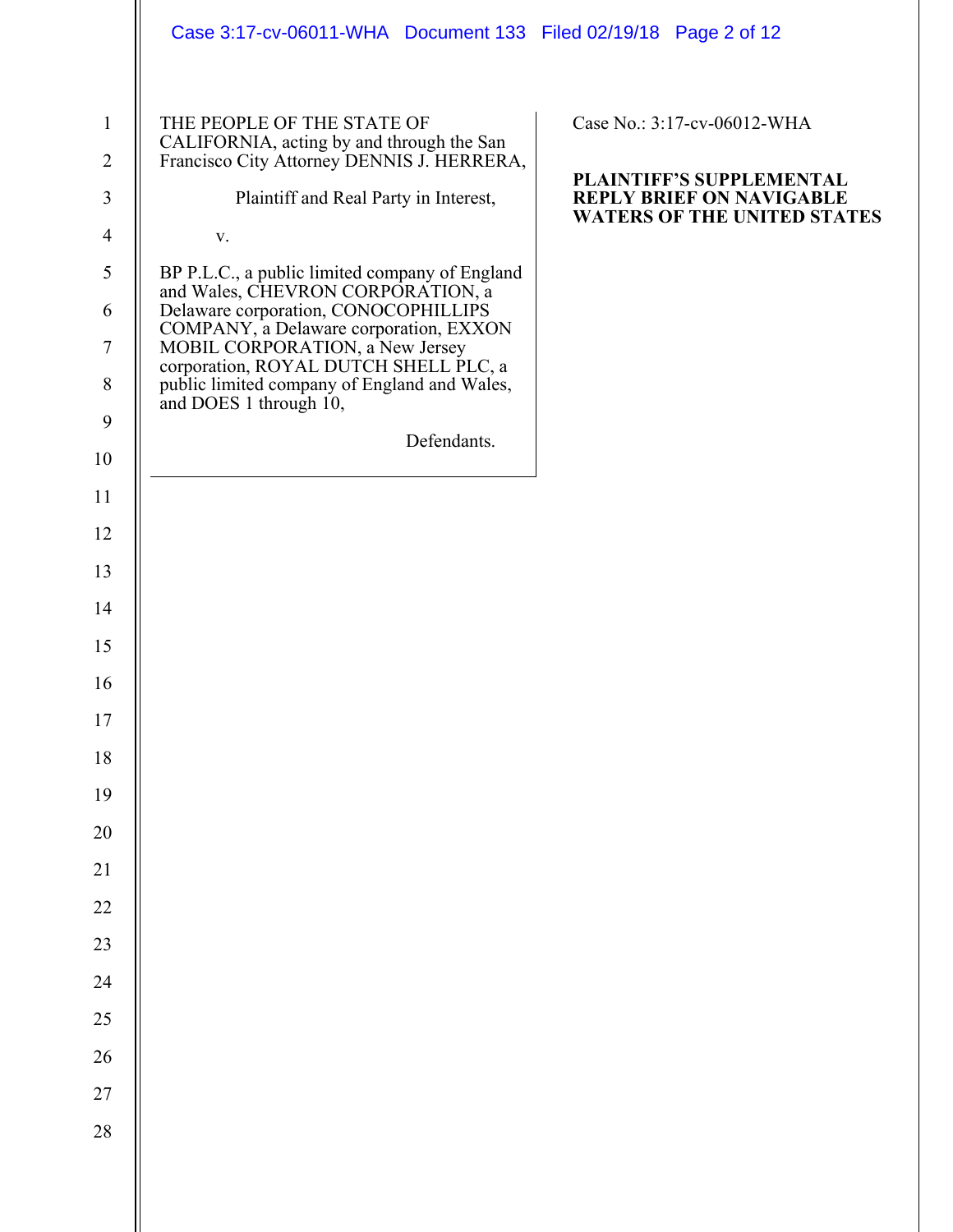THE PEOPLE OF THE STATE OF CALIFORNIA, acting by and through the San Francisco City Attorney DENNIS J. HERRERA,

Plaintiff and Real Party in Interest,

v.

BP P.L.C., a public limited company of England and Wales, CHEVRON CORPORATION, a Delaware corporation, CONOCOPHILLIPS COMPANY, a Delaware corporation, EXXON MOBIL CORPORATION, a New Jersey corporation, ROYAL DUTCH SHELL PLC, a public limited company of England and Wales, and DOES 1 through 10,

Defendants.

Case No.: 3:17-cv-06012-WHA

**PLAINTIFF'S SUPPLEMENTAL REPLY BRIEF ON NAVIGABLE WATERS OF THE UNITED STATES**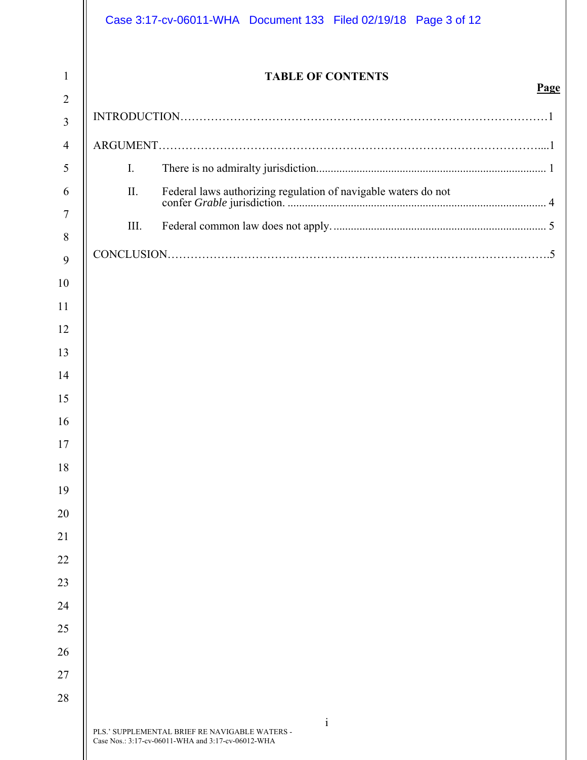# TABLE OF CONTENTS

**Page**

INTRODUCTION……………………………………………………………………………………1

ARGUMENT…………………………………………………………………………………….....1

I. There is no admiralty jurisdiction............................................................................... 1

II. Federal laws authorizing regulation of navigable waters do not confer *Grable* jurisdiction. ......................................................................................... 4

III. Federal common law does not apply. ......................................................................... 5

CONCLUSION…………………………………………………………………………………….5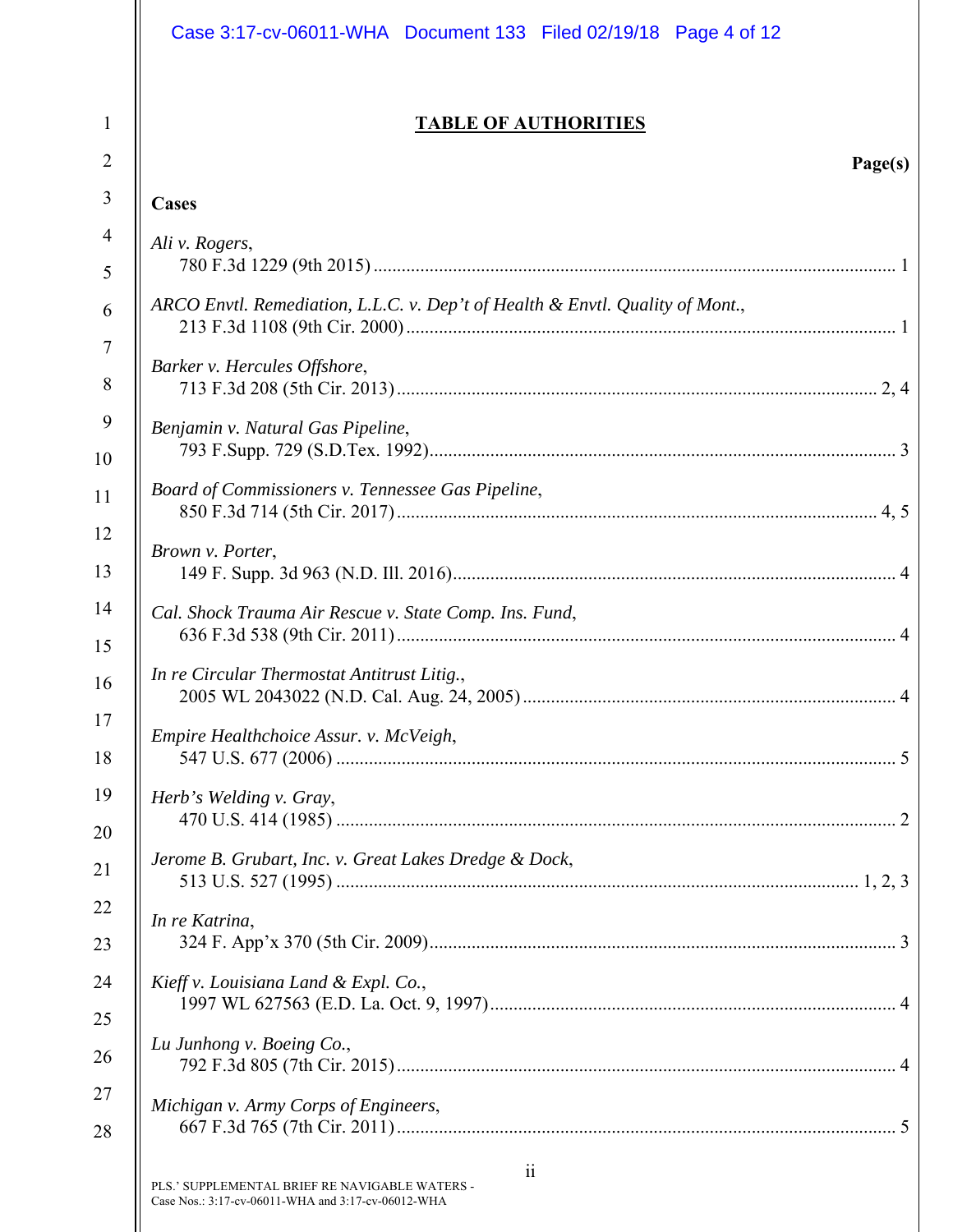# TABLE OF AUTHORITIES

**Page(s)**

**Cases**

*Ali v. Rogers*,
780 F.3d 1229 (9th 2015) ... 1

*ARCO Envtl. Remediation, L.L.C. v. Dep't of Health & Envtl. Quality of Mont.*,
213 F.3d 1108 (9th Cir. 2000) ... 1

*Barker v. Hercules Offshore*,
713 F.3d 208 (5th Cir. 2013) ... 2, 4

*Benjamin v. Natural Gas Pipeline*,
793 F.Supp. 729 (S.D.Tex. 1992) ... 3

*Board of Commissioners v. Tennessee Gas Pipeline*,
850 F.3d 714 (5th Cir. 2017) ... 4, 5

*Brown v. Porter*,
149 F. Supp. 3d 963 (N.D. Ill. 2016) ... 4

*Cal. Shock Trauma Air Rescue v. State Comp. Ins. Fund*,
636 F.3d 538 (9th Cir. 2011) ... 4

*In re Circular Thermostat Antitrust Litig.*,
2005 WL 2043022 (N.D. Cal. Aug. 24, 2005) ... 4

*Empire Healthchoice Assur. v. McVeigh*,
547 U.S. 677 (2006) ... 5

*Herb's Welding v. Gray*,
470 U.S. 414 (1985) ... 2

*Jerome B. Grubart, Inc. v. Great Lakes Dredge & Dock*,
513 U.S. 527 (1995) ... 1, 2, 3

*In re Katrina*,
324 F. App'x 370 (5th Cir. 2009) ... 3

*Kieff v. Louisiana Land & Expl. Co.*,
1997 WL 627563 (E.D. La. Oct. 9, 1997) ... 4

*Lu Junhong v. Boeing Co.*,
792 F.3d 805 (7th Cir. 2015) ... 4

*Michigan v. Army Corps of Engineers*,
667 F.3d 765 (7th Cir. 2011) ... 5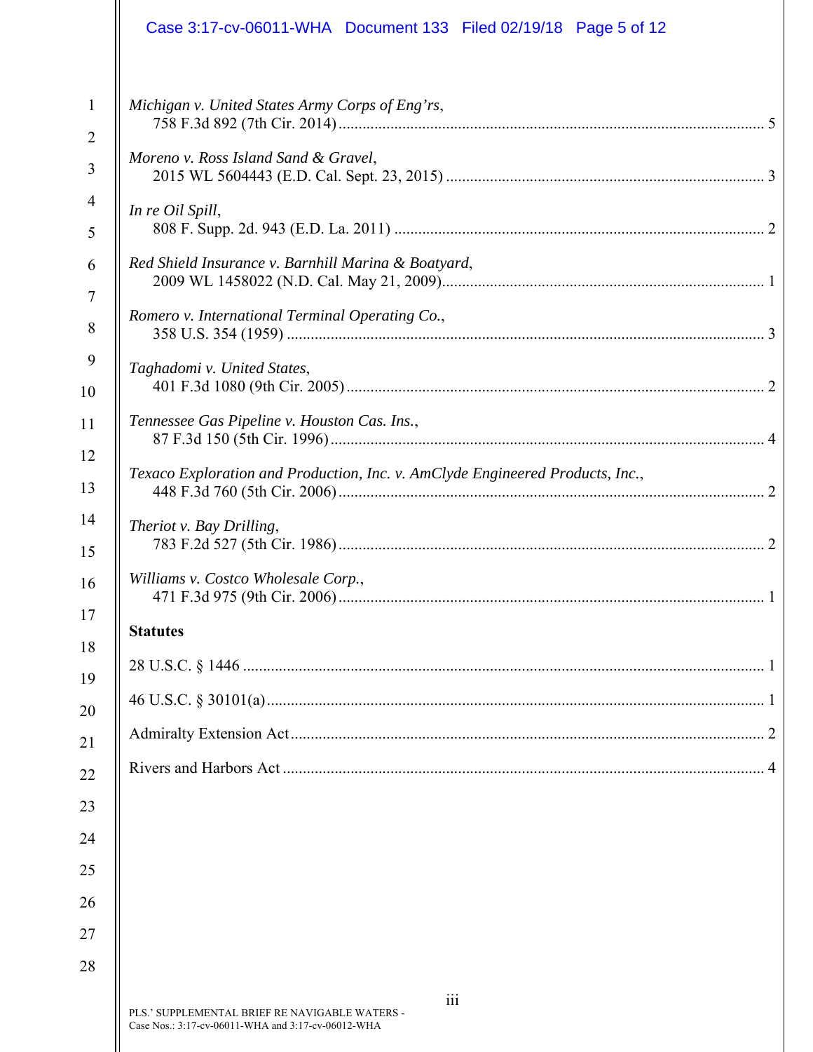*Michigan v. United States Army Corps of Eng'rs*,
758 F.3d 892 (7th Cir. 2014) .......... 5

*Moreno v. Ross Island Sand & Gravel*,
2015 WL 5604443 (E.D. Cal. Sept. 23, 2015) .......... 3

*In re Oil Spill*,
808 F. Supp. 2d. 943 (E.D. La. 2011) .......... 2

*Red Shield Insurance v. Barnhill Marina & Boatyard*,
2009 WL 1458022 (N.D. Cal. May 21, 2009) .......... 1

*Romero v. International Terminal Operating Co.*,
358 U.S. 354 (1959) .......... 3

*Taghadomi v. United States*,
401 F.3d 1080 (9th Cir. 2005) .......... 2

*Tennessee Gas Pipeline v. Houston Cas. Ins.*,
87 F.3d 150 (5th Cir. 1996) .......... 4

*Texaco Exploration and Production, Inc. v. AmClyde Engineered Products, Inc.*,
448 F.3d 760 (5th Cir. 2006) .......... 2

*Theriot v. Bay Drilling*,
783 F.2d 527 (5th Cir. 1986) .......... 2

*Williams v. Costco Wholesale Corp.*,
471 F.3d 975 (9th Cir. 2006) .......... 1

**Statutes**

28 U.S.C. § 1446 .......... 1

46 U.S.C. § 30101(a) .......... 1

Admiralty Extension Act .......... 2

Rivers and Harbors Act .......... 4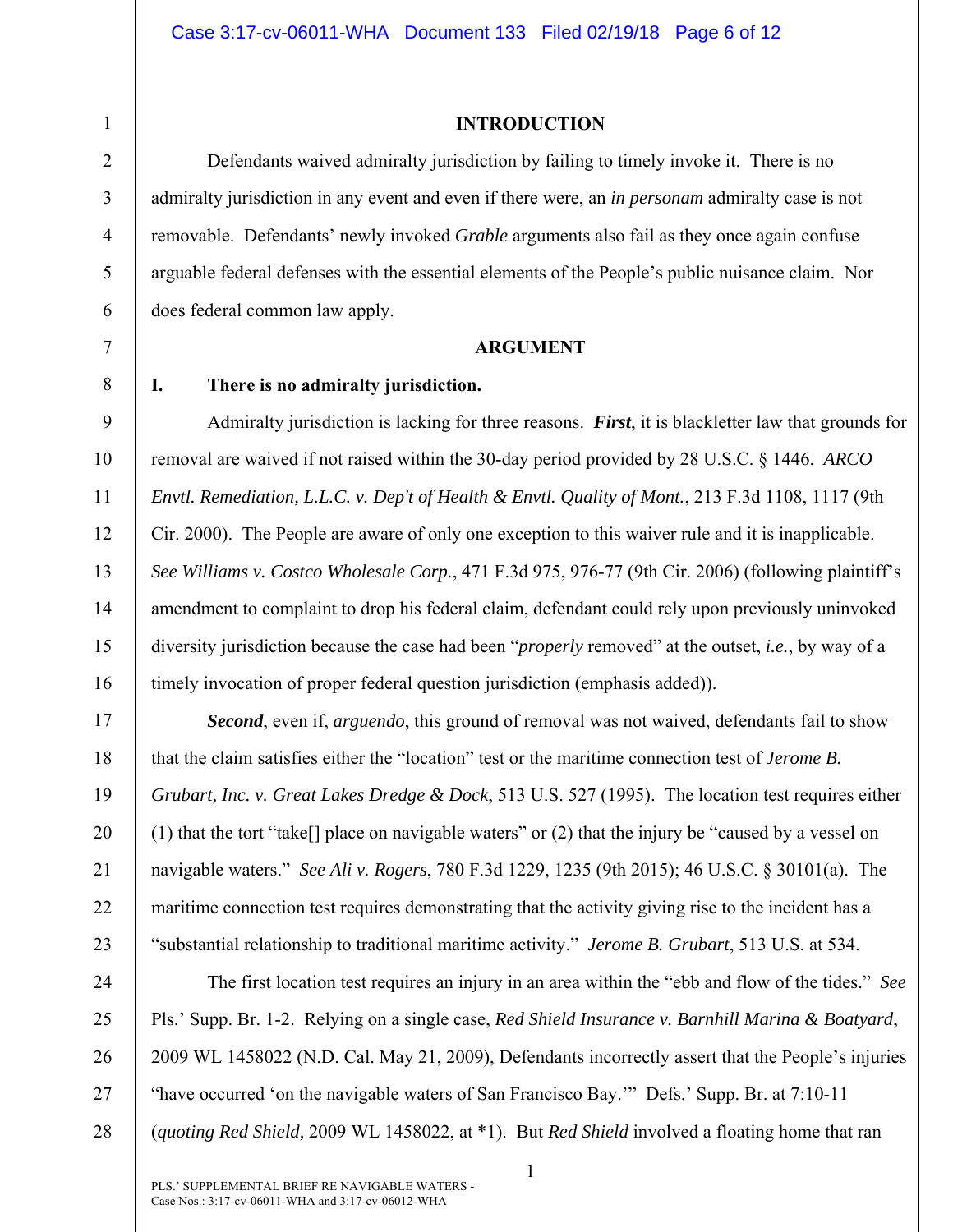## INTRODUCTION

Defendants waived admiralty jurisdiction by failing to timely invoke it. There is no admiralty jurisdiction in any event and even if there were, an *in personam* admiralty case is not removable. Defendants' newly invoked *Grable* arguments also fail as they once again confuse arguable federal defenses with the essential elements of the People's public nuisance claim. Nor does federal common law apply.

## ARGUMENT

### I. There is no admiralty jurisdiction.

Admiralty jurisdiction is lacking for three reasons. ***First***, it is blackletter law that grounds for removal are waived if not raised within the 30-day period provided by 28 U.S.C. § 1446. *ARCO Envtl. Remediation, L.L.C. v. Dep't of Health & Envtl. Quality of Mont.*, 213 F.3d 1108, 1117 (9th Cir. 2000). The People are aware of only one exception to this waiver rule and it is inapplicable. *See Williams v. Costco Wholesale Corp.*, 471 F.3d 975, 976-77 (9th Cir. 2006) (following plaintiff's amendment to complaint to drop his federal claim, defendant could rely upon previously uninvoked diversity jurisdiction because the case had been "*properly* removed" at the outset, *i.e.*, by way of a timely invocation of proper federal question jurisdiction (emphasis added)).

***Second***, even if, *arguendo*, this ground of removal was not waived, defendants fail to show that the claim satisfies either the "location" test or the maritime connection test of *Jerome B. Grubart, Inc. v. Great Lakes Dredge & Dock*, 513 U.S. 527 (1995). The location test requires either (1) that the tort "take[] place on navigable waters" or (2) that the injury be "caused by a vessel on navigable waters." *See Ali v. Rogers*, 780 F.3d 1229, 1235 (9th 2015); 46 U.S.C. § 30101(a). The maritime connection test requires demonstrating that the activity giving rise to the incident has a "substantial relationship to traditional maritime activity." *Jerome B. Grubart*, 513 U.S. at 534.

The first location test requires an injury in an area within the "ebb and flow of the tides." *See* Pls.' Supp. Br. 1-2. Relying on a single case, *Red Shield Insurance v. Barnhill Marina & Boatyard*, 2009 WL 1458022 (N.D. Cal. May 21, 2009), Defendants incorrectly assert that the People's injuries "have occurred 'on the navigable waters of San Francisco Bay.'" Defs.' Supp. Br. at 7:10-11 (*quoting Red Shield,* 2009 WL 1458022, at *1). But *Red Shield* involved a floating home that ran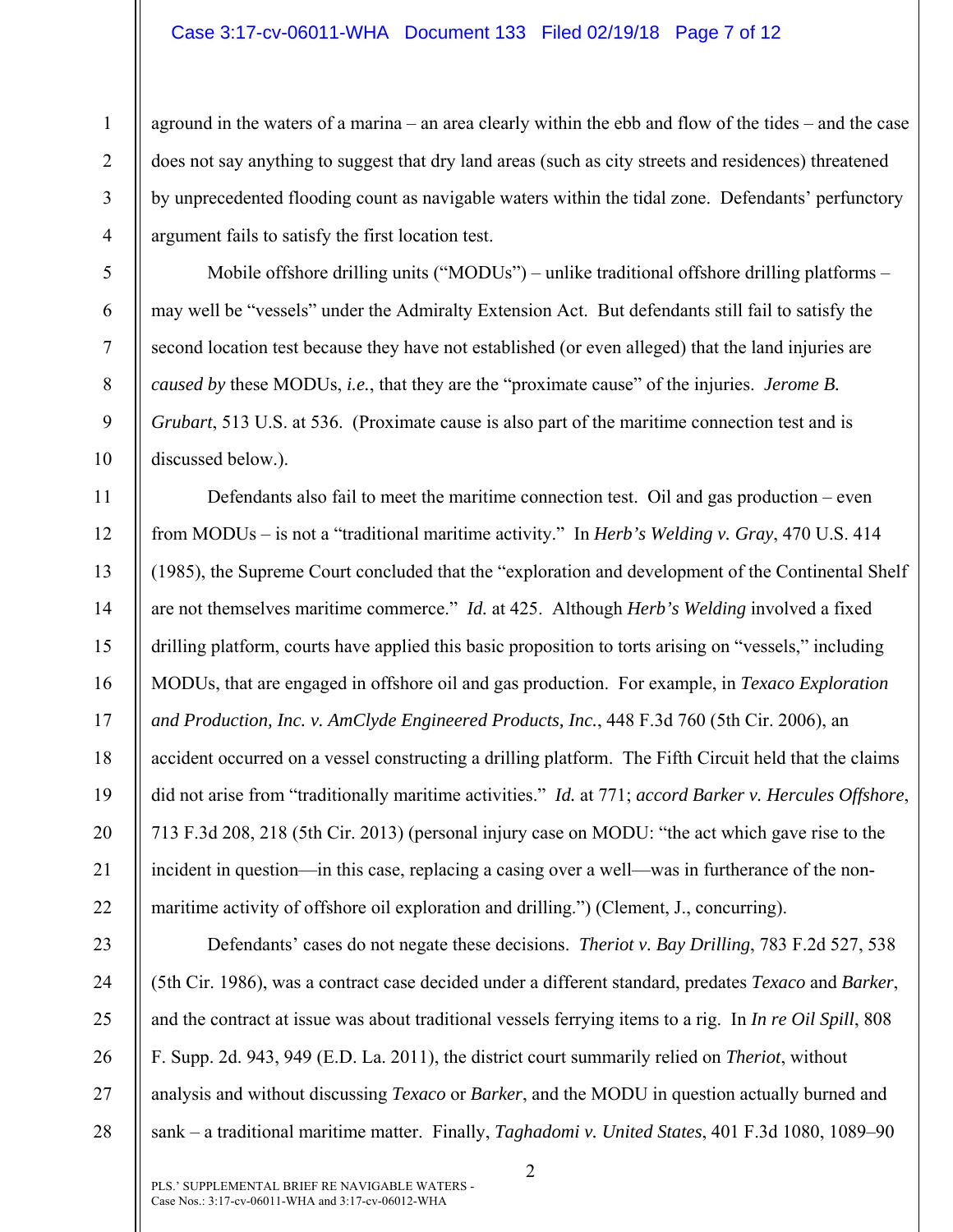aground in the waters of a marina – an area clearly within the ebb and flow of the tides – and the case does not say anything to suggest that dry land areas (such as city streets and residences) threatened by unprecedented flooding count as navigable waters within the tidal zone. Defendants' perfunctory argument fails to satisfy the first location test.

Mobile offshore drilling units ("MODUs") – unlike traditional offshore drilling platforms – may well be "vessels" under the Admiralty Extension Act. But defendants still fail to satisfy the second location test because they have not established (or even alleged) that the land injuries are *caused by* these MODUs, *i.e.*, that they are the "proximate cause" of the injuries. *Jerome B. Grubart*, 513 U.S. at 536. (Proximate cause is also part of the maritime connection test and is discussed below.).

Defendants also fail to meet the maritime connection test. Oil and gas production – even from MODUs – is not a "traditional maritime activity." In *Herb's Welding v. Gray*, 470 U.S. 414 (1985), the Supreme Court concluded that the "exploration and development of the Continental Shelf are not themselves maritime commerce." *Id.* at 425. Although *Herb's Welding* involved a fixed drilling platform, courts have applied this basic proposition to torts arising on "vessels," including MODUs, that are engaged in offshore oil and gas production. For example, in *Texaco Exploration and Production, Inc. v. AmClyde Engineered Products, Inc.*, 448 F.3d 760 (5th Cir. 2006), an accident occurred on a vessel constructing a drilling platform. The Fifth Circuit held that the claims did not arise from "traditionally maritime activities." *Id.* at 771; *accord Barker v. Hercules Offshore*, 713 F.3d 208, 218 (5th Cir. 2013) (personal injury case on MODU: "the act which gave rise to the incident in question—in this case, replacing a casing over a well—was in furtherance of the non-maritime activity of offshore oil exploration and drilling.") (Clement, J., concurring).

Defendants' cases do not negate these decisions. *Theriot v. Bay Drilling*, 783 F.2d 527, 538 (5th Cir. 1986), was a contract case decided under a different standard, predates *Texaco* and *Barker*, and the contract at issue was about traditional vessels ferrying items to a rig. In *In re Oil Spill*, 808 F. Supp. 2d. 943, 949 (E.D. La. 2011), the district court summarily relied on *Theriot*, without analysis and without discussing *Texaco* or *Barker*, and the MODU in question actually burned and sank – a traditional maritime matter. Finally, *Taghadomi v. United States*, 401 F.3d 1080, 1089–90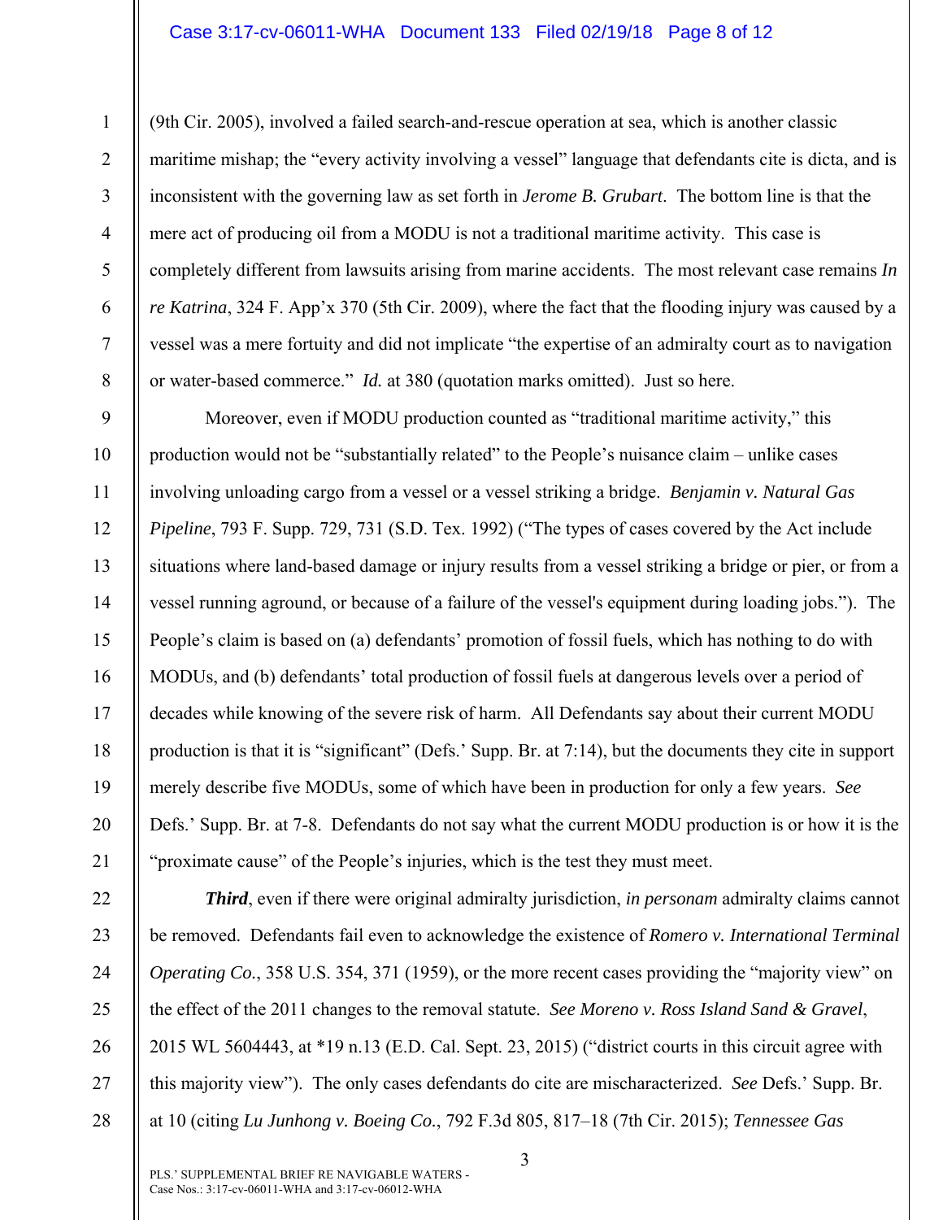(9th Cir. 2005), involved a failed search-and-rescue operation at sea, which is another classic maritime mishap; the "every activity involving a vessel" language that defendants cite is dicta, and is inconsistent with the governing law as set forth in *Jerome B. Grubart*. The bottom line is that the mere act of producing oil from a MODU is not a traditional maritime activity. This case is completely different from lawsuits arising from marine accidents. The most relevant case remains *In re Katrina*, 324 F. App'x 370 (5th Cir. 2009), where the fact that the flooding injury was caused by a vessel was a mere fortuity and did not implicate "the expertise of an admiralty court as to navigation or water-based commerce." *Id.* at 380 (quotation marks omitted). Just so here.

Moreover, even if MODU production counted as "traditional maritime activity," this production would not be "substantially related" to the People's nuisance claim – unlike cases involving unloading cargo from a vessel or a vessel striking a bridge. *Benjamin v. Natural Gas Pipeline*, 793 F. Supp. 729, 731 (S.D. Tex. 1992) ("The types of cases covered by the Act include situations where land-based damage or injury results from a vessel striking a bridge or pier, or from a vessel running aground, or because of a failure of the vessel's equipment during loading jobs."). The People's claim is based on (a) defendants' promotion of fossil fuels, which has nothing to do with MODUs, and (b) defendants' total production of fossil fuels at dangerous levels over a period of decades while knowing of the severe risk of harm. All Defendants say about their current MODU production is that it is "significant" (Defs.' Supp. Br. at 7:14), but the documents they cite in support merely describe five MODUs, some of which have been in production for only a few years. *See* Defs.' Supp. Br. at 7-8. Defendants do not say what the current MODU production is or how it is the "proximate cause" of the People's injuries, which is the test they must meet.

***Third***, even if there were original admiralty jurisdiction, *in personam* admiralty claims cannot be removed. Defendants fail even to acknowledge the existence of *Romero v. International Terminal Operating Co.*, 358 U.S. 354, 371 (1959), or the more recent cases providing the "majority view" on the effect of the 2011 changes to the removal statute. *See Moreno v. Ross Island Sand & Gravel*, 2015 WL 5604443, at *19 n.13 (E.D. Cal. Sept. 23, 2015) ("district courts in this circuit agree with this majority view"). The only cases defendants do cite are mischaracterized. *See* Defs.' Supp. Br. at 10 (citing *Lu Junhong v. Boeing Co.*, 792 F.3d 805, 817–18 (7th Cir. 2015); *Tennessee Gas*

PLS.' SUPPLEMENTAL BRIEF RE NAVIGABLE WATERS - Case Nos.: 3:17-cv-06011-WHA and 3:17-cv-06012-WHA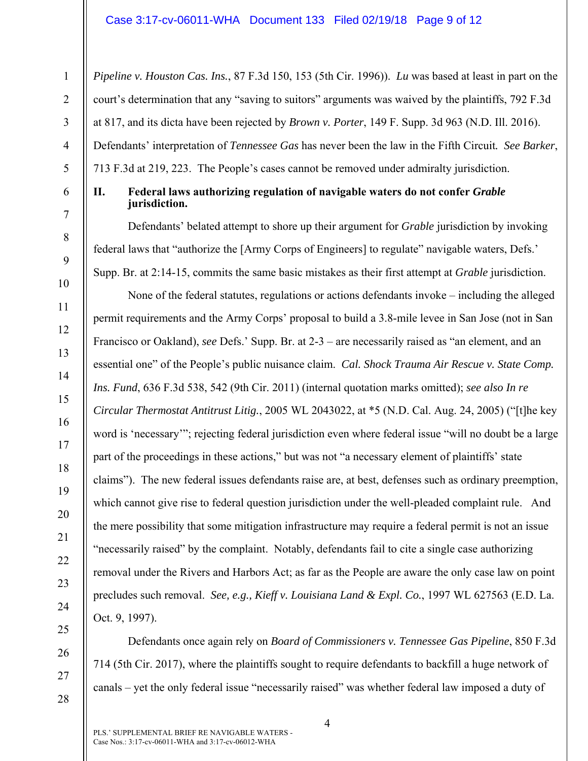*Pipeline v. Houston Cas. Ins.*, 87 F.3d 150, 153 (5th Cir. 1996)). *Lu* was based at least in part on the court's determination that any "saving to suitors" arguments was waived by the plaintiffs, 792 F.3d at 817, and its dicta have been rejected by *Brown v. Porter*, 149 F. Supp. 3d 963 (N.D. Ill. 2016). Defendants' interpretation of *Tennessee Gas* has never been the law in the Fifth Circuit. *See Barker*, 713 F.3d at 219, 223. The People's cases cannot be removed under admiralty jurisdiction.

## II. Federal laws authorizing regulation of navigable waters do not confer *Grable* jurisdiction.

Defendants' belated attempt to shore up their argument for *Grable* jurisdiction by invoking federal laws that "authorize the [Army Corps of Engineers] to regulate" navigable waters, Defs.' Supp. Br. at 2:14-15, commits the same basic mistakes as their first attempt at *Grable* jurisdiction.

None of the federal statutes, regulations or actions defendants invoke – including the alleged permit requirements and the Army Corps' proposal to build a 3.8-mile levee in San Jose (not in San Francisco or Oakland), *see* Defs.' Supp. Br. at 2-3 – are necessarily raised as "an element, and an essential one" of the People's public nuisance claim. *Cal. Shock Trauma Air Rescue v. State Comp. Ins. Fund*, 636 F.3d 538, 542 (9th Cir. 2011) (internal quotation marks omitted); *see also In re Circular Thermostat Antitrust Litig.*, 2005 WL 2043022, at *5 (N.D. Cal. Aug. 24, 2005) ("[t]he key word is 'necessary'"; rejecting federal jurisdiction even where federal issue "will no doubt be a large part of the proceedings in these actions," but was not "a necessary element of plaintiffs' state claims"). The new federal issues defendants raise are, at best, defenses such as ordinary preemption, which cannot give rise to federal question jurisdiction under the well-pleaded complaint rule. And the mere possibility that some mitigation infrastructure may require a federal permit is not an issue "necessarily raised" by the complaint. Notably, defendants fail to cite a single case authorizing removal under the Rivers and Harbors Act; as far as the People are aware the only case law on point precludes such removal. *See, e.g., Kieff v. Louisiana Land & Expl. Co.*, 1997 WL 627563 (E.D. La. Oct. 9, 1997).

Defendants once again rely on *Board of Commissioners v. Tennessee Gas Pipeline*, 850 F.3d 714 (5th Cir. 2017), where the plaintiffs sought to require defendants to backfill a huge network of canals – yet the only federal issue "necessarily raised" was whether federal law imposed a duty of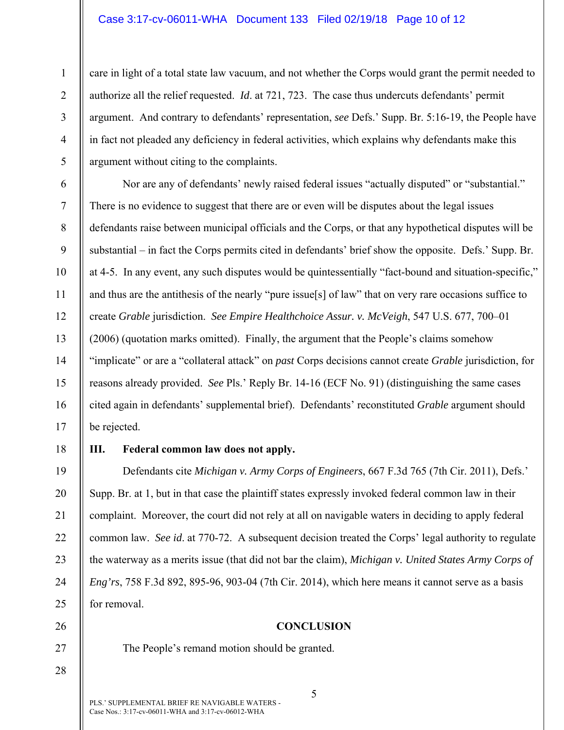care in light of a total state law vacuum, and not whether the Corps would grant the permit needed to authorize all the relief requested. *Id*. at 721, 723. The case thus undercuts defendants' permit argument. And contrary to defendants' representation, *see* Defs.' Supp. Br. 5:16-19, the People have in fact not pleaded any deficiency in federal activities, which explains why defendants make this argument without citing to the complaints.

Nor are any of defendants' newly raised federal issues "actually disputed" or "substantial." There is no evidence to suggest that there are or even will be disputes about the legal issues defendants raise between municipal officials and the Corps, or that any hypothetical disputes will be substantial – in fact the Corps permits cited in defendants' brief show the opposite. Defs.' Supp. Br. at 4-5. In any event, any such disputes would be quintessentially "fact-bound and situation-specific," and thus are the antithesis of the nearly "pure issue[s] of law" that on very rare occasions suffice to create *Grable* jurisdiction. *See Empire Healthchoice Assur. v. McVeigh*, 547 U.S. 677, 700–01 (2006) (quotation marks omitted). Finally, the argument that the People's claims somehow "implicate" or are a "collateral attack" on *past* Corps decisions cannot create *Grable* jurisdiction, for reasons already provided. *See* Pls.' Reply Br. 14-16 (ECF No. 91) (distinguishing the same cases cited again in defendants' supplemental brief). Defendants' reconstituted *Grable* argument should be rejected.

## III. Federal common law does not apply.

Defendants cite *Michigan v. Army Corps of Engineers*, 667 F.3d 765 (7th Cir. 2011), Defs.' Supp. Br. at 1, but in that case the plaintiff states expressly invoked federal common law in their complaint. Moreover, the court did not rely at all on navigable waters in deciding to apply federal common law. *See id*. at 770-72. A subsequent decision treated the Corps' legal authority to regulate the waterway as a merits issue (that did not bar the claim), *Michigan v. United States Army Corps of Eng'rs*, 758 F.3d 892, 895-96, 903-04 (7th Cir. 2014), which here means it cannot serve as a basis for removal.

## CONCLUSION

The People's remand motion should be granted.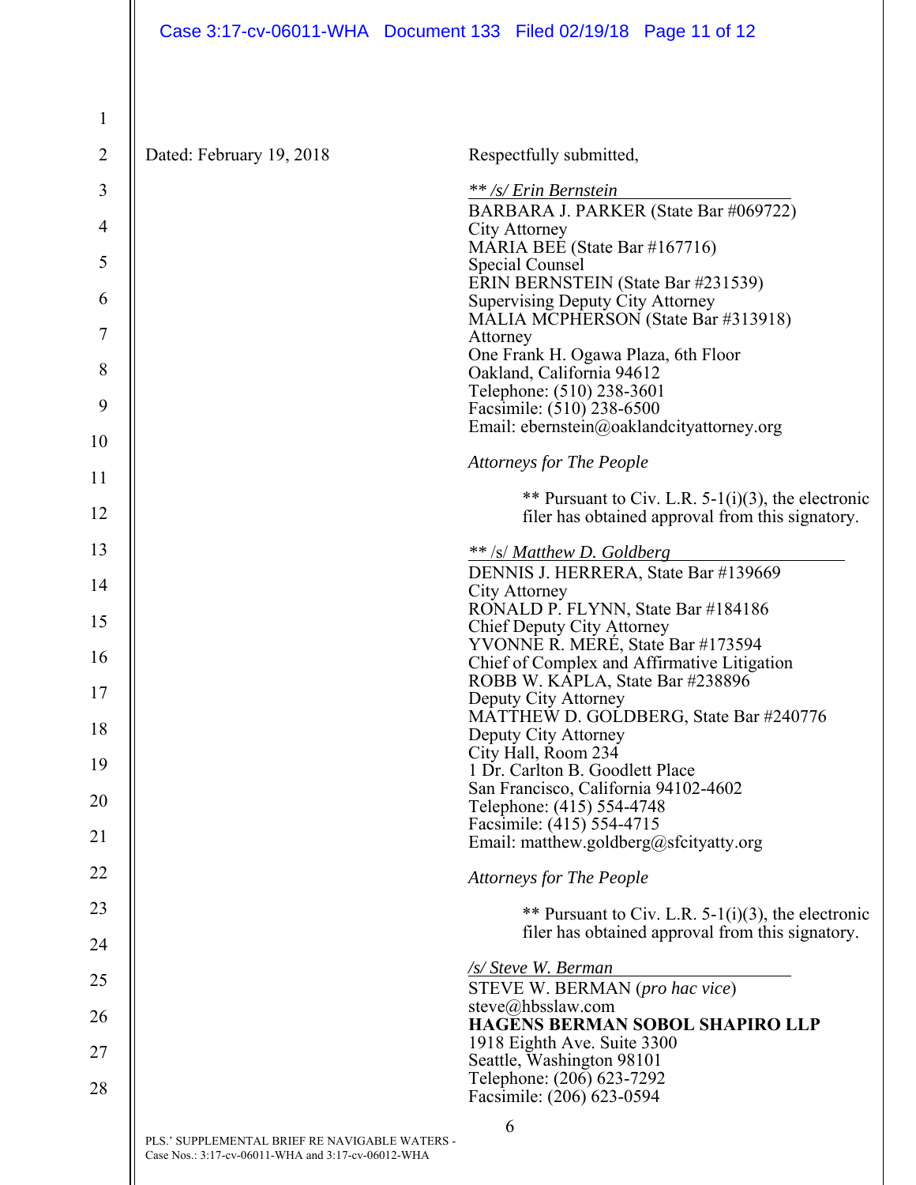Dated: February 19, 2018

Respectfully submitted,

*\*\* /s/ Erin Bernstein*

BARBARA J. PARKER (State Bar #069722)
City Attorney
MARIA BEE (State Bar #167716)
Special Counsel
ERIN BERNSTEIN (State Bar #231539)
Supervising Deputy City Attorney
MALIA MCPHERSON (State Bar #313918)
Attorney
One Frank H. Ogawa Plaza, 6th Floor
Oakland, California 94612
Telephone: (510) 238-3601
Facsimile: (510) 238-6500
Email: ebernstein@oaklandcityattorney.org

*Attorneys for The People*

** Pursuant to Civ. L.R. 5-1(i)(3), the electronic filer has obtained approval from this signatory.

** /s/ *Matthew D. Goldberg*

DENNIS J. HERRERA, State Bar #139669
City Attorney
RONALD P. FLYNN, State Bar #184186
Chief Deputy City Attorney
YVONNE R. MERÉ, State Bar #173594
Chief of Complex and Affirmative Litigation
ROBB W. KAPLA, State Bar #238896
Deputy City Attorney
MATTHEW D. GOLDBERG, State Bar #240776
Deputy City Attorney
City Hall, Room 234
1 Dr. Carlton B. Goodlett Place
San Francisco, California 94102-4602
Telephone: (415) 554-4748
Facsimile: (415) 554-4715
Email: matthew.goldberg@sfcityatty.org

*Attorneys for The People*

** Pursuant to Civ. L.R. 5-1(i)(3), the electronic filer has obtained approval from this signatory.

*/s/ Steve W. Berman*

STEVE W. BERMAN (*pro hac vice*)
steve@hbsslaw.com
**HAGENS BERMAN SOBOL SHAPIRO LLP**
1918 Eighth Ave. Suite 3300
Seattle, Washington 98101
Telephone: (206) 623-7292
Facsimile: (206) 623-0594

PLS.' SUPPLEMENTAL BRIEF RE NAVIGABLE WATERS -
Case Nos.: 3:17-cv-06011-WHA and 3:17-cv-06012-WHA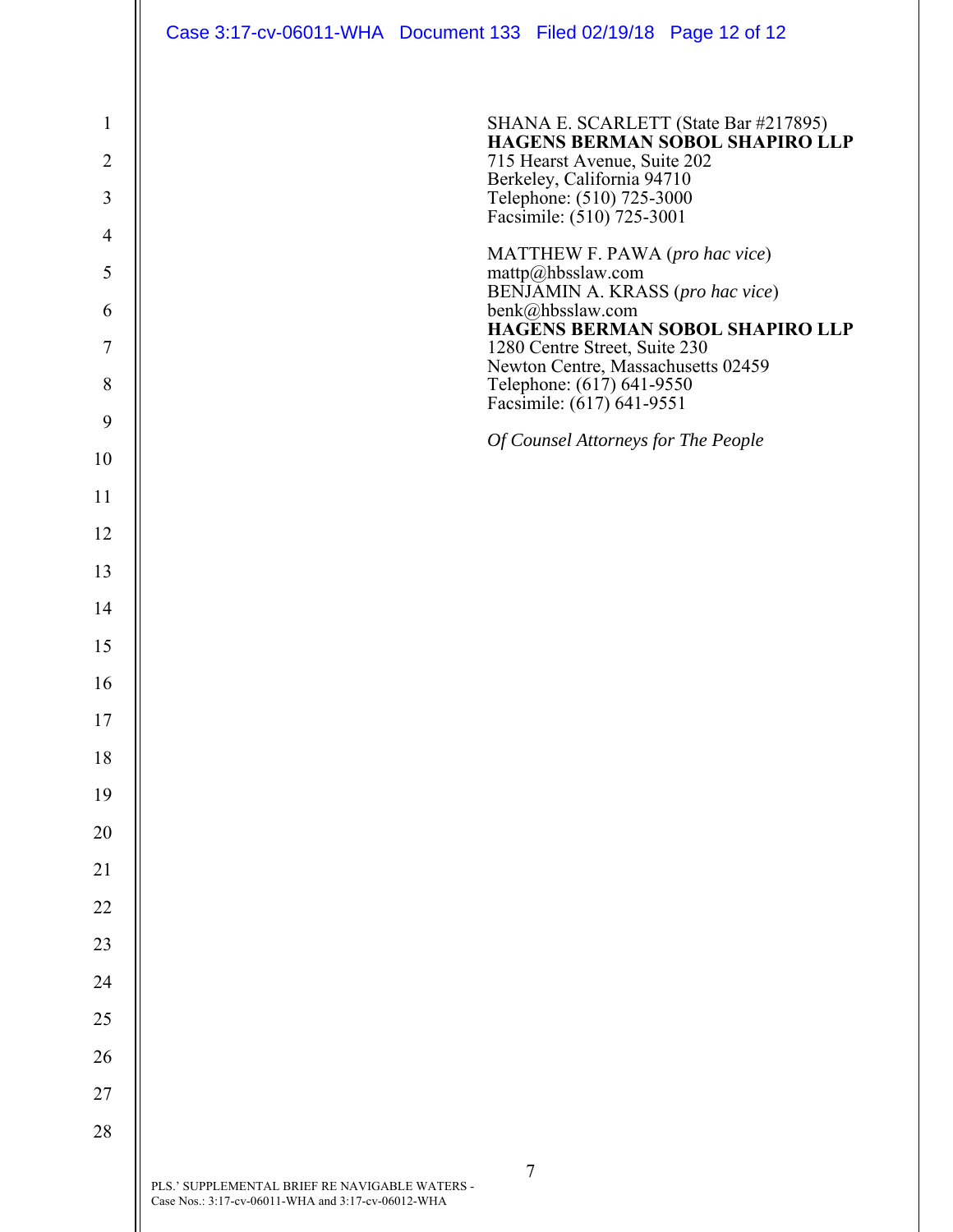SHANA E. SCARLETT (State Bar #217895)
**HAGENS BERMAN SOBOL SHAPIRO LLP**
715 Hearst Avenue, Suite 202
Berkeley, California 94710
Telephone: (510) 725-3000
Facsimile: (510) 725-3001

MATTHEW F. PAWA (*pro hac vice*)
mattp@hbsslaw.com
BENJAMIN A. KRASS (*pro hac vice*)
benk@hbsslaw.com
**HAGENS BERMAN SOBOL SHAPIRO LLP**
1280 Centre Street, Suite 230
Newton Centre, Massachusetts 02459
Telephone: (617) 641-9550
Facsimile: (617) 641-9551

*Of Counsel Attorneys for The People*